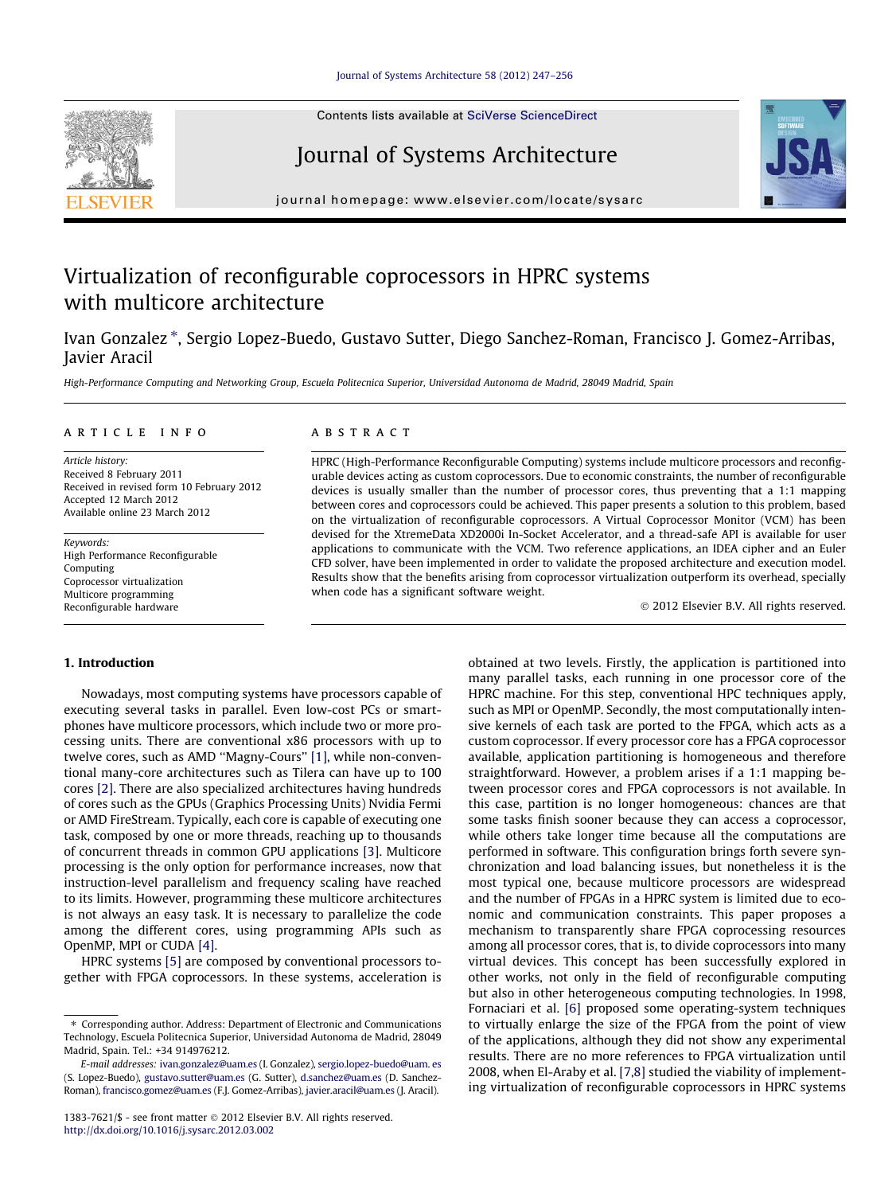# Virtualization of reconfigurable coprocessors in HPRC systems with multicore architecture

Ivan Gonzalez *, Sergio Lopez-Buedo, Gustavo Sutter, Diego Sanchez-Roman, Francisco J. Gomez-Arribas, Javier Aracil

*High-Performance Computing and Networking Group, Escuela Politecnica Superior, Universidad Autonoma de Madrid, 28049 Madrid, Spain*

**ARTICLE INFO**

*Article history:*
Received 8 February 2011
Received in revised form 10 February 2012
Accepted 12 March 2012
Available online 23 March 2012

*Keywords:*
High Performance Reconfigurable Computing
Coprocessor virtualization
Multicore programming
Reconfigurable hardware

**ABSTRACT**

HPRC (High-Performance Reconfigurable Computing) systems include multicore processors and reconfigurable devices acting as custom coprocessors. Due to economic constraints, the number of reconfigurable devices is usually smaller than the number of processor cores, thus preventing that a 1:1 mapping between cores and coprocessors could be achieved. This paper presents a solution to this problem, based on the virtualization of reconfigurable coprocessors. A Virtual Coprocessor Monitor (VCM) has been devised for the XtremeData XD2000i In-Socket Accelerator, and a thread-safe API is available for user applications to communicate with the VCM. Two reference applications, an IDEA cipher and an Euler CFD solver, have been implemented in order to validate the proposed architecture and execution model. Results show that the benefits arising from coprocessor virtualization outperform its overhead, specially when code has a significant software weight.

© 2012 Elsevier B.V. All rights reserved.

## 1. Introduction

Nowadays, most computing systems have processors capable of executing several tasks in parallel. Even low-cost PCs or smartphones have multicore processors, which include two or more processing units. There are conventional x86 processors with up to twelve cores, such as AMD "Magny-Cours" [1], while non-conventional many-core architectures such as Tilera can have up to 100 cores [2]. There are also specialized architectures having hundreds of cores such as the GPUs (Graphics Processing Units) Nvidia Fermi or AMD FireStream. Typically, each core is capable of executing one task, composed by one or more threads, reaching up to thousands of concurrent threads in common GPU applications [3]. Multicore processing is the only option for performance increases, now that instruction-level parallelism and frequency scaling have reached to its limits. However, programming these multicore architectures is not always an easy task. It is necessary to parallelize the code among the different cores, using programming APIs such as OpenMP, MPI or CUDA [4].

HPRC systems [5] are composed by conventional processors together with FPGA coprocessors. In these systems, acceleration is obtained at two levels. Firstly, the application is partitioned into many parallel tasks, each running in one processor core of the HPRC machine. For this step, conventional HPC techniques apply, such as MPI or OpenMP. Secondly, the most computationally intensive kernels of each task are ported to the FPGA, which acts as a custom coprocessor. If every processor core has a FPGA coprocessor available, application partitioning is homogeneous and therefore straightforward. However, a problem arises if a 1:1 mapping between processor cores and FPGA coprocessors is not available. In this case, partition is no longer homogeneous: chances are that some tasks finish sooner because they can access a coprocessor, while others take longer time because all the computations are performed in software. This configuration brings forth severe synchronization and load balancing issues, but nonetheless it is the most typical one, because multicore processors are widespread and the number of FPGAs in a HPRC system is limited due to economic and communication constraints. This paper proposes a mechanism to transparently share FPGA coprocessing resources among all processor cores, that is, to divide coprocessors into many virtual devices. This concept has been successfully explored in other works, not only in the field of reconfigurable computing but also in other heterogeneous computing technologies. In 1998, Fornaciari et al. [6] proposed some operating-system techniques to virtually enlarge the size of the FPGA from the point of view of the applications, although they did not show any experimental results. There are no more references to FPGA virtualization until 2008, when El-Araby et al. [7,8] studied the viability of implementing virtualization of reconfigurable coprocessors in HPRC systems

---

* Corresponding author. Address: Department of Electronic and Communications Technology, Escuela Politecnica Superior, Universidad Autonoma de Madrid, 28049 Madrid, Spain. Tel.: +34 914976212.

*E-mail addresses:* ivan.gonzalez@uam.es (I. Gonzalez), sergio.lopez-buedo@uam.es (S. Lopez-Buedo), gustavo.sutter@uam.es (G. Sutter), d.sanchez@uam.es (D. Sanchez-Roman), francisco.gomez@uam.es (F.J. Gomez-Arribas), javier.aracil@uam.es (J. Aracil).

1383-7621/$ - see front matter © 2012 Elsevier B.V. All rights reserved.
http://dx.doi.org/10.1016/j.sysarc.2012.03.002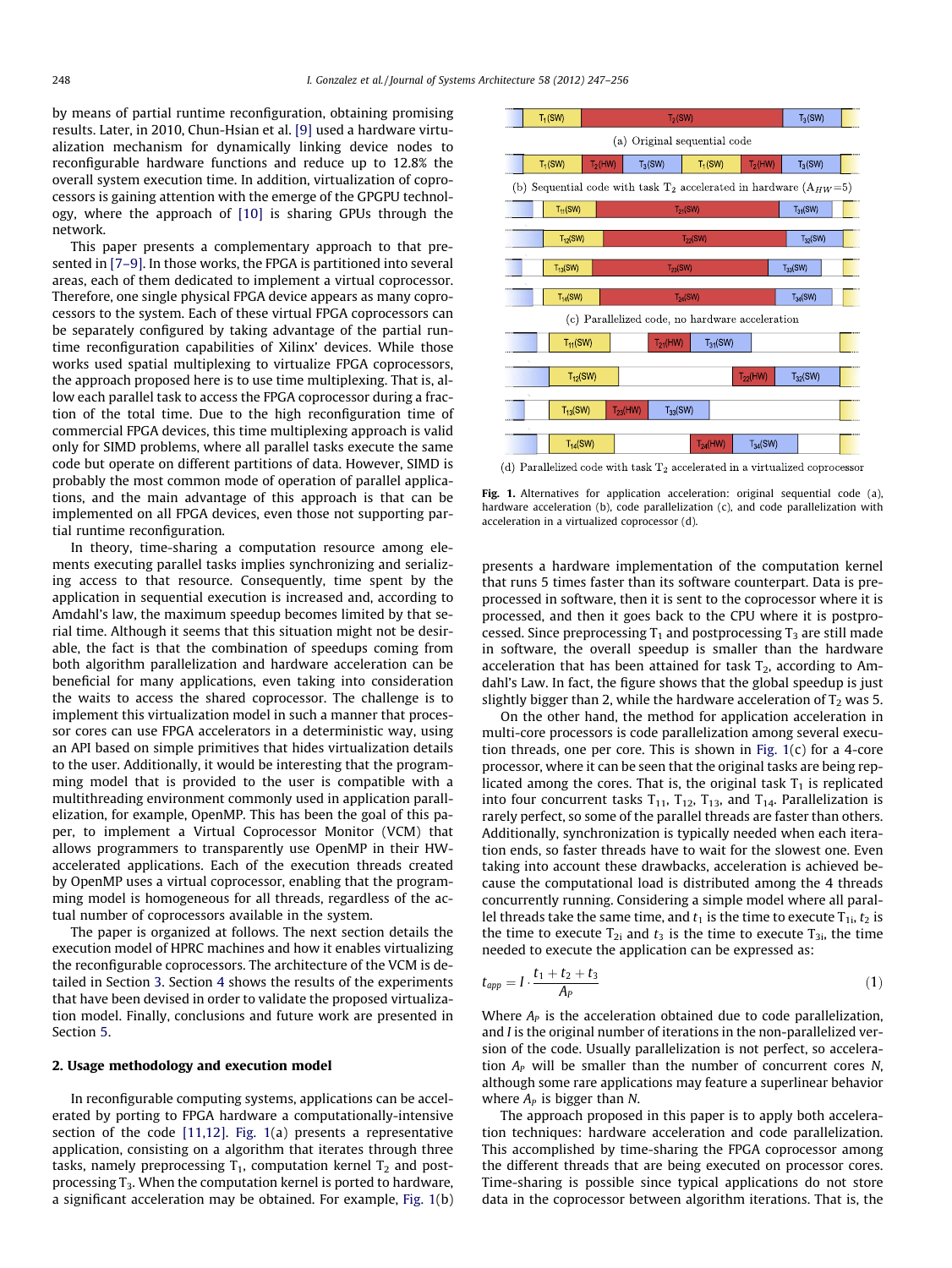by means of partial runtime reconfiguration, obtaining promising results. Later, in 2010, Chun-Hsian et al. [9] used a hardware virtualization mechanism for dynamically linking device nodes to reconfigurable hardware functions and reduce up to 12.8% the overall system execution time. In addition, virtualization of coprocessors is gaining attention with the emerge of the GPGPU technology, where the approach of [10] is sharing GPUs through the network.

This paper presents a complementary approach to that presented in [7–9]. In those works, the FPGA is partitioned into several areas, each of them dedicated to implement a virtual coprocessor. Therefore, one single physical FPGA device appears as many coprocessors to the system. Each of these virtual FPGA coprocessors can be separately configured by taking advantage of the partial runtime reconfiguration capabilities of Xilinx' devices. While those works used spatial multiplexing to virtualize FPGA coprocessors, the approach proposed here is to use time multiplexing. That is, allow each parallel task to access the FPGA coprocessor during a fraction of the total time. Due to the high reconfiguration time of commercial FPGA devices, this time multiplexing approach is valid only for SIMD problems, where all parallel tasks execute the same code but operate on different partitions of data. However, SIMD is probably the most common mode of operation of parallel applications, and the main advantage of this approach is that can be implemented on all FPGA devices, even those not supporting partial runtime reconfiguration.

In theory, time-sharing a computation resource among elements executing parallel tasks implies synchronizing and serializing access to that resource. Consequently, time spent by the application in sequential execution is increased and, according to Amdahl's law, the maximum speedup becomes limited by that serial time. Although it seems that this situation might not be desirable, the fact is that the combination of speedups coming from both algorithm parallelization and hardware acceleration can be beneficial for many applications, even taking into consideration the waits to access the shared coprocessor. The challenge is to implement this virtualization model in such a manner that processor cores can use FPGA accelerators in a deterministic way, using an API based on simple primitives that hides virtualization details to the user. Additionally, it would be interesting that the programming model that is provided to the user is compatible with a multithreading environment commonly used in application parallelization, for example, OpenMP. This has been the goal of this paper, to implement a Virtual Coprocessor Monitor (VCM) that allows programmers to transparently use OpenMP in their HW-accelerated applications. Each of the execution threads created by OpenMP uses a virtual coprocessor, enabling that the programming model is homogeneous for all threads, regardless of the actual number of coprocessors available in the system.

The paper is organized at follows. The next section details the execution model of HPRC machines and how it enables virtualizing the reconfigurable coprocessors. The architecture of the VCM is detailed in Section 3. Section 4 shows the results of the experiments that have been devised in order to validate the proposed virtualization model. Finally, conclusions and future work are presented in Section 5.

## 2. Usage methodology and execution model

In reconfigurable computing systems, applications can be accelerated by porting to FPGA hardware a computationally-intensive section of the code [11,12]. Fig. 1(a) presents a representative application, consisting on a algorithm that iterates through three tasks, namely preprocessing $T_1$, computation kernel $T_2$ and postprocessing $T_3$. When the computation kernel is ported to hardware, a significant acceleration may be obtained. For example, Fig. 1(b) presents a hardware implementation of the computation kernel that runs 5 times faster than its software counterpart. Data is preprocessed in software, then it is sent to the coprocessor where it is processed, and then it goes back to the CPU where it is postprocessed. Since preprocessing $T_1$ and postprocessing $T_3$ are still made in software, the overall speedup is smaller than the hardware acceleration that has been attained for task $T_2$, according to Amdahl's Law. In fact, the figure shows that the global speedup is just slightly bigger than 2, while the hardware acceleration of $T_2$ was 5.

(a) Original sequential code

(b) Sequential code with task $T_2$ accelerated in hardware ($A_{HW}$=5)

(c) Parallelized code, no hardware acceleration

(d) Parallelized code with task $T_2$ accelerated in a virtualized coprocessor

**Fig. 1.** Alternatives for application acceleration: original sequential code (a), hardware acceleration (b), code parallelization (c), and code parallelization with acceleration in a virtualized coprocessor (d).

On the other hand, the method for application acceleration in multi-core processors is code parallelization among several execution threads, one per core. This is shown in Fig. 1(c) for a 4-core processor, where it can be seen that the original tasks are being replicated among the cores. That is, the original task $T_1$ is replicated into four concurrent tasks $T_{11}$, $T_{12}$, $T_{13}$, and $T_{14}$. Parallelization is rarely perfect, so some of the parallel threads are faster than others. Additionally, synchronization is typically needed when each iteration ends, so faster threads have to wait for the slowest one. Even taking into account these drawbacks, acceleration is achieved because the computational load is distributed among the 4 threads concurrently running. Considering a simple model where all parallel threads take the same time, and $t_1$ is the time to execute $T_{1i}$, $t_2$ is the time to execute $T_{2i}$ and $t_3$ is the time to execute $T_{3i}$, the time needed to execute the application can be expressed as:

$$t_{app} = I \cdot \frac{t_1 + t_2 + t_3}{A_P} \tag{1}$$

Where $A_P$ is the acceleration obtained due to code parallelization, and $I$ is the original number of iterations in the non-parallelized version of the code. Usually parallelization is not perfect, so acceleration $A_P$ will be smaller than the number of concurrent cores $N$, although some rare applications may feature a superlinear behavior where $A_P$ is bigger than $N$.

The approach proposed in this paper is to apply both acceleration techniques: hardware acceleration and code parallelization. This accomplished by time-sharing the FPGA coprocessor among the different threads that are being executed on processor cores. Time-sharing is possible since typical applications do not store data in the coprocessor between algorithm iterations. That is, the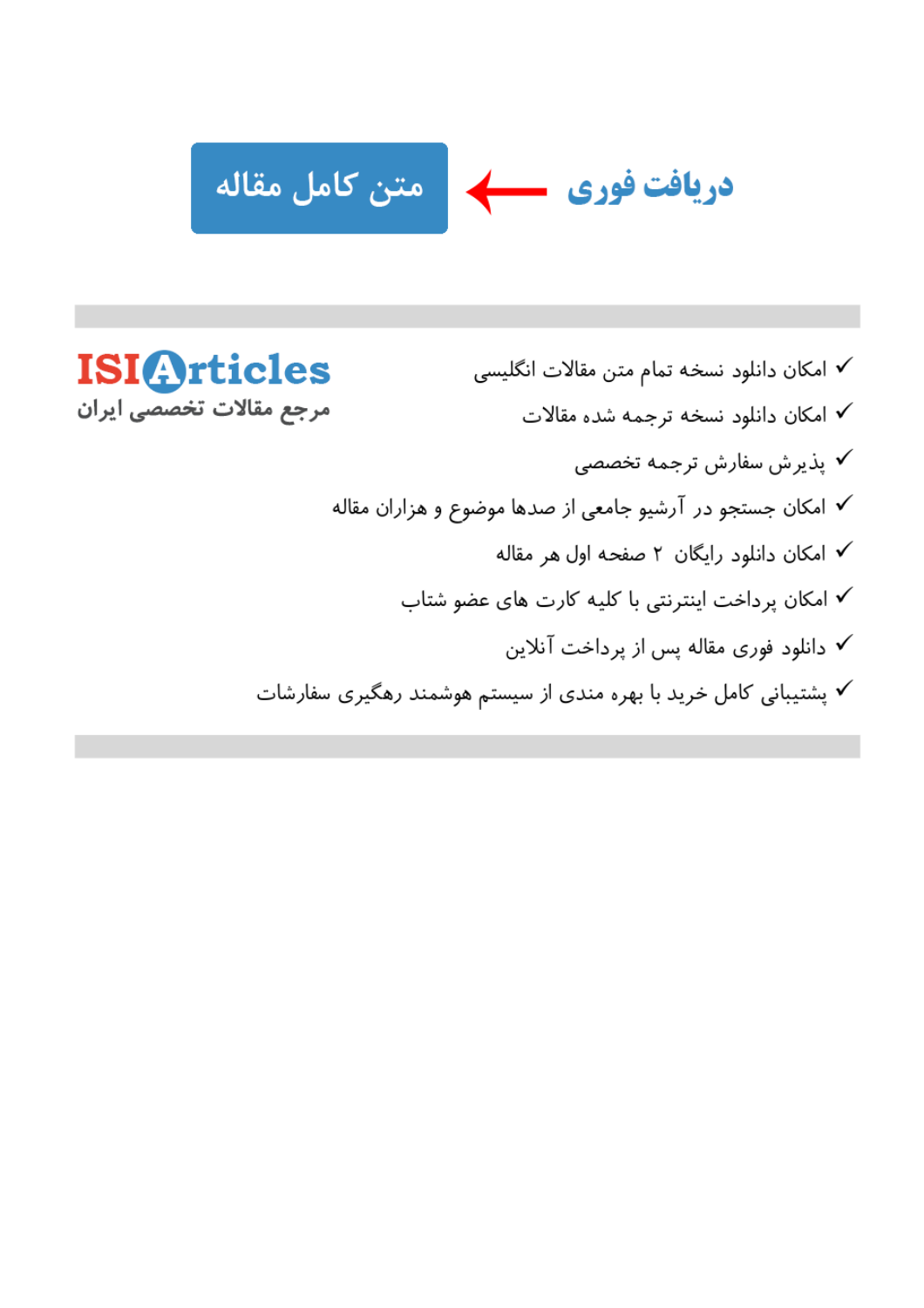دریافت فوری ← متن کامل مقاله

**ISIArticles**
مرجع مقالات تخصصی ایران

- ✓ امکان دانلود نسخه تمام متن مقالات انگلیسی
- ✓ امکان دانلود نسخه ترجمه شده مقالات
- ✓ پذیرش سفارش ترجمه تخصصی
- ✓ امکان جستجو در آرشیو جامعی از صدها موضوع و هزاران مقاله
- ✓ امکان دانلود رایگان ۲ صفحه اول هر مقاله
- ✓ امکان پرداخت اینترنتی با کلیه کارت های عضو شتاب
- ✓ دانلود فوری مقاله پس از پرداخت آنلاین
- ✓ پشتیبانی کامل خرید با بهره مندی از سیستم هوشمند رهگیری سفارشات